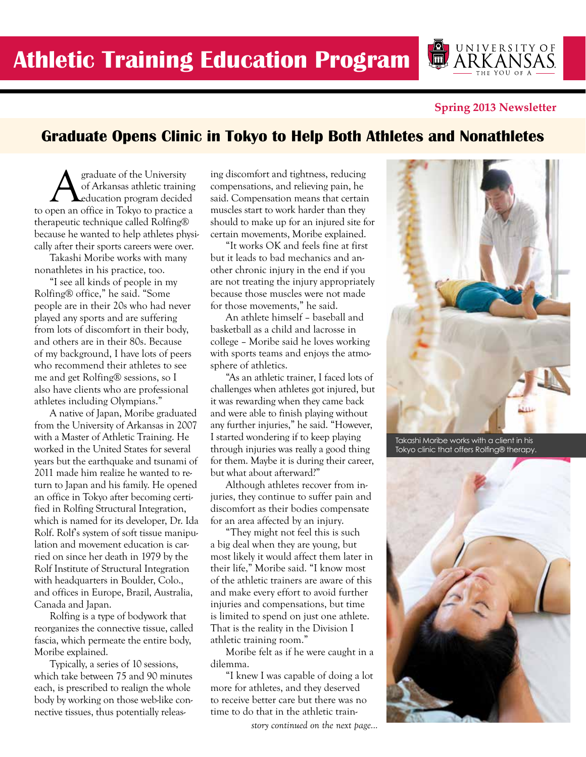# Athletic Training Education Program

UNIVERSITY OF ARKANSAS — THE YOU OF A

**Spring 2013 Newsletter**

## Graduate Opens Clinic in Tokyo to Help Both Athletes and Nonathletes

A graduate of the University of Arkansas athletic training education program decided to open an office in Tokyo to practice a therapeutic technique called Rolfing® because he wanted to help athletes physically after their sports careers were over.

Takashi Moribe works with many nonathletes in his practice, too.

"I see all kinds of people in my Rolfing® office," he said. "Some people are in their 20s who had never played any sports and are suffering from lots of discomfort in their body, and others are in their 80s. Because of my background, I have lots of peers who recommend their athletes to see me and get Rolfing® sessions, so I also have clients who are professional athletes including Olympians."

A native of Japan, Moribe graduated from the University of Arkansas in 2007 with a Master of Athletic Training. He worked in the United States for several years but the earthquake and tsunami of 2011 made him realize he wanted to return to Japan and his family. He opened an office in Tokyo after becoming certified in Rolfing Structural Integration, which is named for its developer, Dr. Ida Rolf. Rolf's system of soft tissue manipulation and movement education is carried on since her death in 1979 by the Rolf Institute of Structural Integration with headquarters in Boulder, Colo., and offices in Europe, Brazil, Australia, Canada and Japan.

Rolfing is a type of bodywork that reorganizes the connective tissue, called fascia, which permeate the entire body, Moribe explained.

Typically, a series of 10 sessions, which take between 75 and 90 minutes each, is prescribed to realign the whole body by working on those web-like connective tissues, thus potentially releasing discomfort and tightness, reducing compensations, and relieving pain, he said. Compensation means that certain muscles start to work harder than they should to make up for an injured site for certain movements, Moribe explained.

"It works OK and feels fine at first but it leads to bad mechanics and another chronic injury in the end if you are not treating the injury appropriately because those muscles were not made for those movements," he said.

An athlete himself – baseball and basketball as a child and lacrosse in college – Moribe said he loves working with sports teams and enjoys the atmosphere of athletics.

"As an athletic trainer, I faced lots of challenges when athletes got injured, but it was rewarding when they came back and were able to finish playing without any further injuries," he said. "However, I started wondering if to keep playing through injuries was really a good thing for them. Maybe it is during their career, but what about afterward?"

Although athletes recover from injuries, they continue to suffer pain and discomfort as their bodies compensate for an area affected by an injury.

"They might not feel this is such a big deal when they are young, but most likely it would affect them later in their life," Moribe said. "I know most of the athletic trainers are aware of this and make every effort to avoid further injuries and compensations, but time is limited to spend on just one athlete. That is the reality in the Division I athletic training room."

Moribe felt as if he were caught in a dilemma.

"I knew I was capable of doing a lot more for athletes, and they deserved to receive better care but there was no time to do that in the athletic train-

*story continued on the next page...*

Takashi Moribe works with a client in his Tokyo clinic that offers Rolfing® therapy.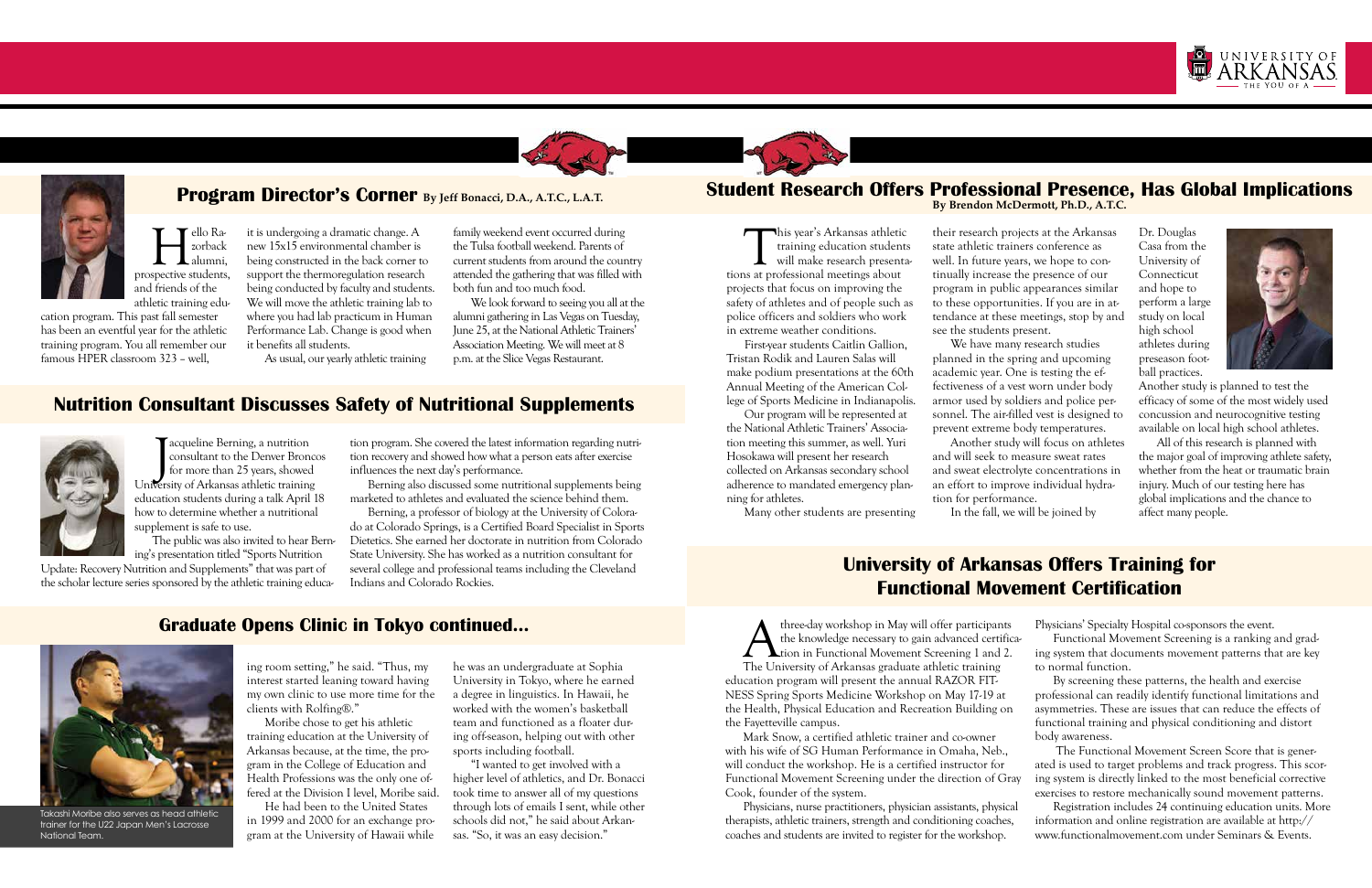## Program Director's Corner By Jeff Bonacci, D.A., A.T.C., L.A.T.

Hello Razorback alumni, prospective students, and friends of the athletic training education program. This past fall semester has been an eventful year for the athletic training program. You all remember our famous HPER classroom 323 – well, it is undergoing a dramatic change. A new 15x15 environmental chamber is being constructed in the back corner to support the thermoregulation research being conducted by faculty and students. We will move the athletic training lab to where you had lab practicum in Human Performance Lab. Change is good when it benefits all students.

As usual, our yearly athletic training family weekend event occurred during the Tulsa football weekend. Parents of current students from around the country attended the gathering that was filled with both fun and too much food.

We look forward to seeing you all at the alumni gathering in Las Vegas on Tuesday, June 25, at the National Athletic Trainers' Association Meeting. We will meet at 8 p.m. at the Slice Vegas Restaurant.

## Nutrition Consultant Discusses Safety of Nutritional Supplements

Jacqueline Berning, a nutrition consultant to the Denver Broncos for more than 25 years, showed University of Arkansas athletic training education students during a talk April 18 how to determine whether a nutritional supplement is safe to use.

The public was also invited to hear Berning's presentation titled "Sports Nutrition Update: Recovery Nutrition and Supplements" that was part of the scholar lecture series sponsored by the athletic training education program. She covered the latest information regarding nutrition recovery and showed how what a person eats after exercise influences the next day's performance.

Berning also discussed some nutritional supplements being marketed to athletes and evaluated the science behind them.

Berning, a professor of biology at the University of Colorado at Colorado Springs, is a Certified Board Specialist in Sports Dietetics. She earned her doctorate in nutrition from Colorado State University. She has worked as a nutrition consultant for several college and professional teams including the Cleveland Indians and Colorado Rockies.

## Graduate Opens Clinic in Tokyo continued...

Takashi Moribe also serves as head athletic trainer for the U22 Japan Men's Lacrosse National Team.

ing room setting," he said. "Thus, my interest started leaning toward having my own clinic to use more time for the clients with Rolfing®."

Moribe chose to get his athletic training education at the University of Arkansas because, at the time, the program in the College of Education and Health Professions was the only one offered at the Division I level, Moribe said.

He had been to the United States in 1999 and 2000 for an exchange program at the University of Hawaii while he was an undergraduate at Sophia University in Tokyo, where he earned a degree in linguistics. In Hawaii, he worked with the women's basketball team and functioned as a floater during off-season, helping out with other sports including football.

"I wanted to get involved with a higher level of athletics, and Dr. Bonacci took time to answer all of my questions through lots of emails I sent, while other schools did not," he said about Arkansas. "So, it was an easy decision."

## Student Research Offers Professional Presence, Has Global Implications

By Brendon McDermott, Ph.D., A.T.C.

This year's Arkansas athletic training education students will make research presentations at professional meetings about projects that focus on improving the safety of athletes and of people such as police officers and soldiers who work in extreme weather conditions.

First-year students Caitlin Gallion, Tristan Rodik and Lauren Salas will make podium presentations at the 60th Annual Meeting of the American College of Sports Medicine in Indianapolis.

Our program will be represented at the National Athletic Trainers' Association meeting this summer, as well. Yuri Hosokawa will present her research collected on Arkansas secondary school adherence to mandated emergency planning for athletes.

Many other students are presenting their research projects at the Arkansas state athletic trainers conference as well. In future years, we hope to continually increase the presence of our program in public appearances similar to these opportunities. If you are in attendance at these meetings, stop by and see the students present.

We have many research studies planned in the spring and upcoming academic year. One is testing the effectiveness of a vest worn under body armor used by soldiers and police personnel. The air-filled vest is designed to prevent extreme body temperatures.

Another study will focus on athletes and will seek to measure sweat rates and sweat electrolyte concentrations in an effort to improve individual hydration for performance.

In the fall, we will be joined by Dr. Douglas Casa from the University of Connecticut and hope to perform a large study on local high school athletes during preseason football practices.

Another study is planned to test the efficacy of some of the most widely used concussion and neurocognitive testing available on local high school athletes.

All of this research is planned with the major goal of improving athlete safety, whether from the heat or traumatic brain injury. Much of our testing here has global implications and the chance to affect many people.

## University of Arkansas Offers Training for Functional Movement Certification

A three-day workshop in May will offer participants the knowledge necessary to gain advanced certification in Functional Movement Screening 1 and 2.

The University of Arkansas graduate athletic training education program will present the annual RAZOR FITNESS Spring Sports Medicine Workshop on May 17-19 at the Health, Physical Education and Recreation Building on the Fayetteville campus.

Mark Snow, a certified athletic trainer and co-owner with his wife of SG Human Performance in Omaha, Neb., will conduct the workshop. He is a certified instructor for Functional Movement Screening under the direction of Gray Cook, founder of the system.

Physicians, nurse practitioners, physician assistants, physical therapists, athletic trainers, strength and conditioning coaches, coaches and students are invited to register for the workshop. Physicians' Specialty Hospital co-sponsors the event.

Functional Movement Screening is a ranking and grading system that documents movement patterns that are key to normal function.

By screening these patterns, the health and exercise professional can readily identify functional limitations and asymmetries. These are issues that can reduce the effects of functional training and physical conditioning and distort body awareness.

The Functional Movement Screen Score that is generated is used to target problems and track progress. This scoring system is directly linked to the most beneficial corrective exercises to restore mechanically sound movement patterns.

Registration includes 24 continuing education units. More information and online registration are available at http://www.functionalmovement.com under Seminars & Events.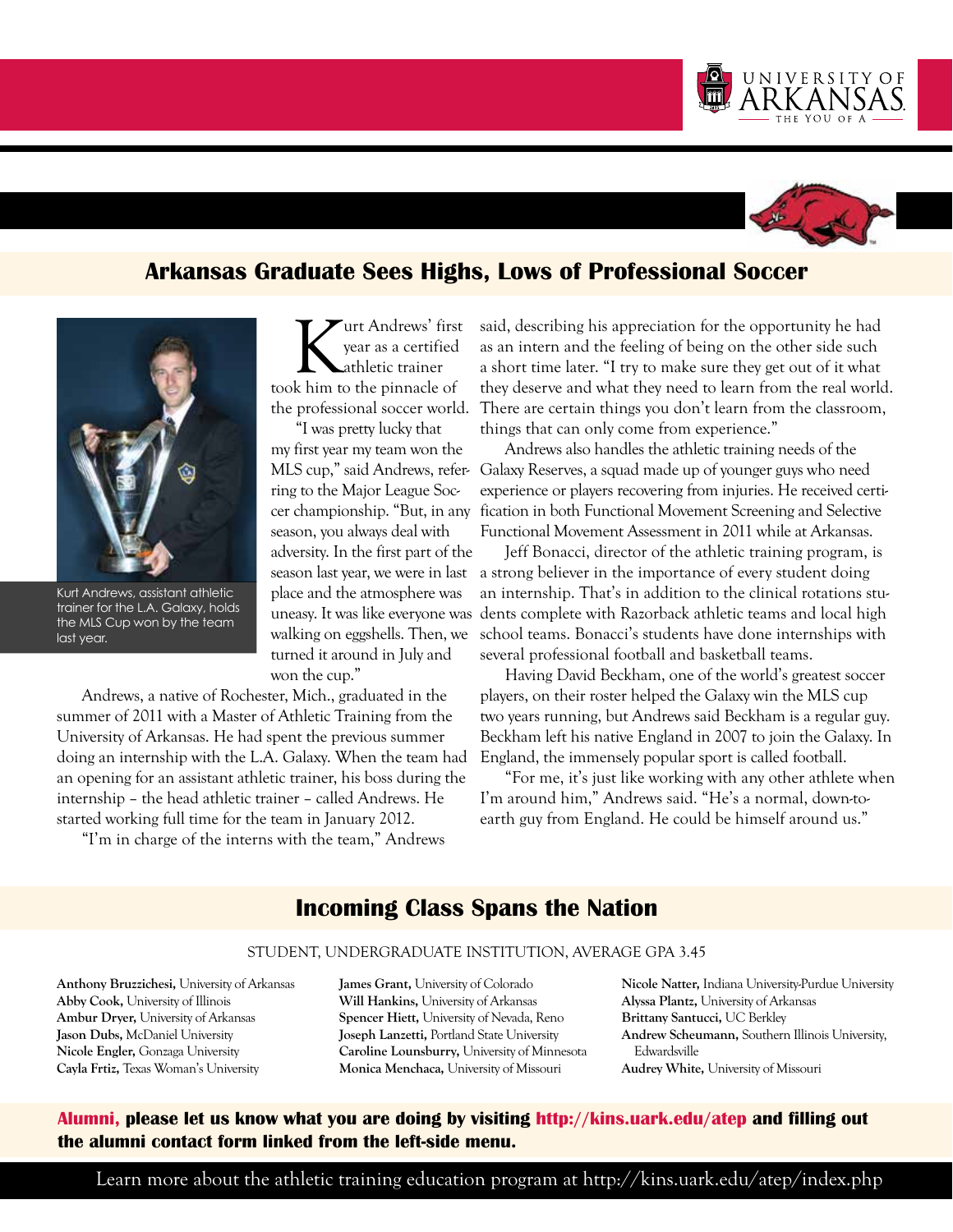## Arkansas Graduate Sees Highs, Lows of Professional Soccer

Kurt Andrews, assistant athletic trainer for the L.A. Galaxy, holds the MLS Cup won by the team last year.

Kurt Andrews' first year as a certified athletic trainer took him to the pinnacle of the professional soccer world.

"I was pretty lucky that my first year my team won the MLS cup," said Andrews, referring to the Major League Soccer championship. "But, in any season, you always deal with adversity. In the first part of the season last year, we were in last place and the atmosphere was uneasy. It was like everyone was walking on eggshells. Then, we turned it around in July and won the cup."

Andrews, a native of Rochester, Mich., graduated in the summer of 2011 with a Master of Athletic Training from the University of Arkansas. He had spent the previous summer doing an internship with the L.A. Galaxy. When the team had an opening for an assistant athletic trainer, his boss during the internship – the head athletic trainer – called Andrews. He started working full time for the team in January 2012.

"I'm in charge of the interns with the team," Andrews said, describing his appreciation for the opportunity he had as an intern and the feeling of being on the other side such a short time later. "I try to make sure they get out of it what they deserve and what they need to learn from the real world. There are certain things you don't learn from the classroom, things that can only come from experience."

Andrews also handles the athletic training needs of the Galaxy Reserves, a squad made up of younger guys who need experience or players recovering from injuries. He received certification in both Functional Movement Screening and Selective Functional Movement Assessment in 2011 while at Arkansas.

Jeff Bonacci, director of the athletic training program, is a strong believer in the importance of every student doing an internship. That's in addition to the clinical rotations students complete with Razorback athletic teams and local high school teams. Bonacci's students have done internships with several professional football and basketball teams.

Having David Beckham, one of the world's greatest soccer players, on their roster helped the Galaxy win the MLS cup two years running, but Andrews said Beckham is a regular guy. Beckham left his native England in 2007 to join the Galaxy. In England, the immensely popular sport is called football.

"For me, it's just like working with any other athlete when I'm around him," Andrews said. "He's a normal, down-to-earth guy from England. He could be himself around us."

## Incoming Class Spans the Nation

STUDENT, UNDERGRADUATE INSTITUTION, AVERAGE GPA 3.45

**Anthony Bruzzichesi,** University of Arkansas
**Abby Cook,** University of Illinois
**Ambur Dryer,** University of Arkansas
**Jason Dubs,** McDaniel University
**Nicole Engler,** Gonzaga University
**Cayla Frtiz,** Texas Woman's University
**James Grant,** University of Colorado
**Will Hankins,** University of Arkansas
**Spencer Hiett,** University of Nevada, Reno
**Joseph Lanzetti,** Portland State University
**Caroline Lounsburry,** University of Minnesota
**Monica Menchaca,** University of Missouri
**Nicole Natter,** Indiana University-Purdue University
**Alyssa Plantz,** University of Arkansas
**Brittany Santucci,** UC Berkley
**Andrew Scheumann,** Southern Illinois University, Edwardsville
**Audrey White,** University of Missouri

**Alumni, please let us know what you are doing by visiting http://kins.uark.edu/atep and filling out the alumni contact form linked from the left-side menu.**

Learn more about the athletic training education program at http://kins.uark.edu/atep/index.php